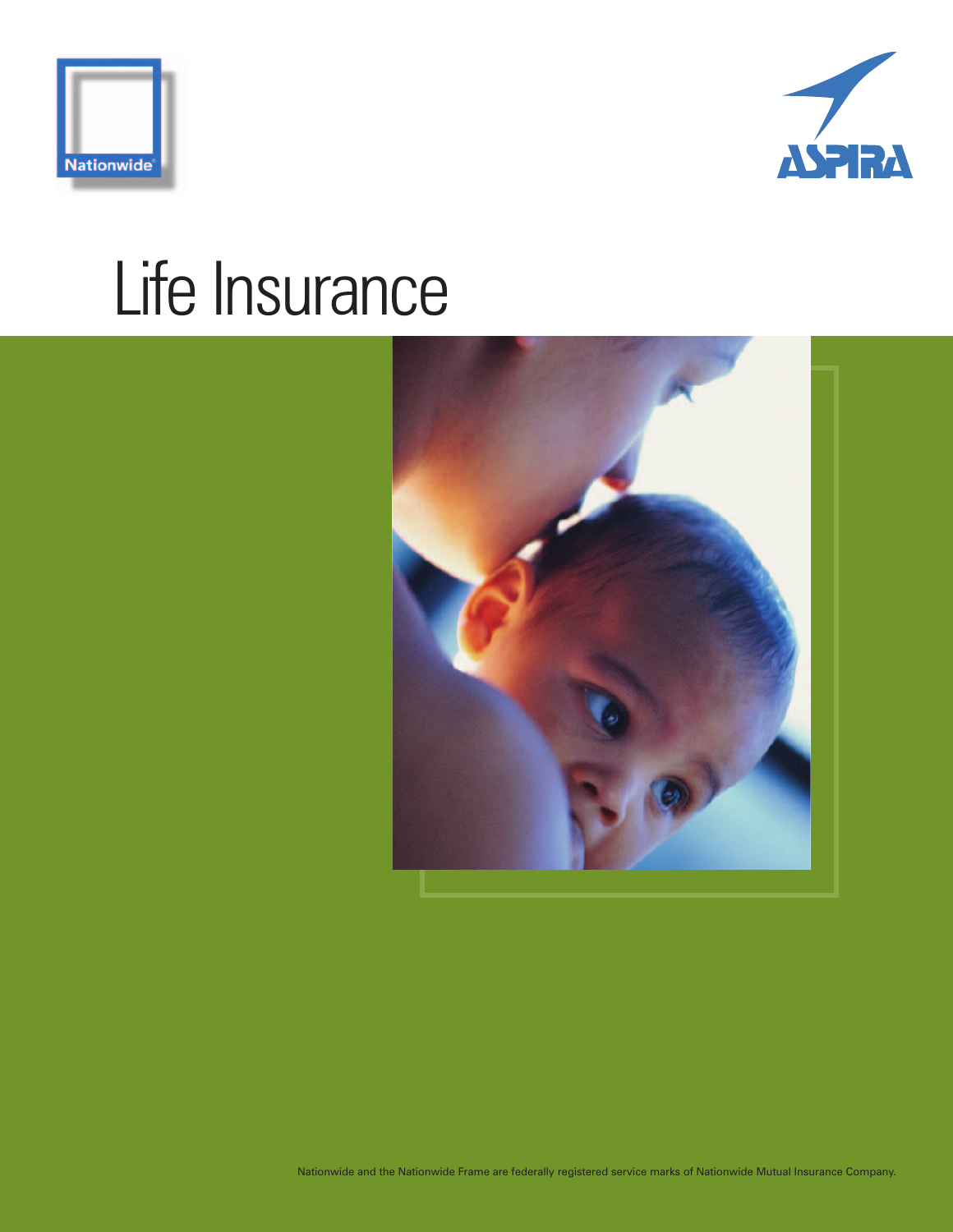Nationwide

ASPIRA

# Life Insurance

Nationwide and the Nationwide Frame are federally registered service marks of Nationwide Mutual Insurance Company.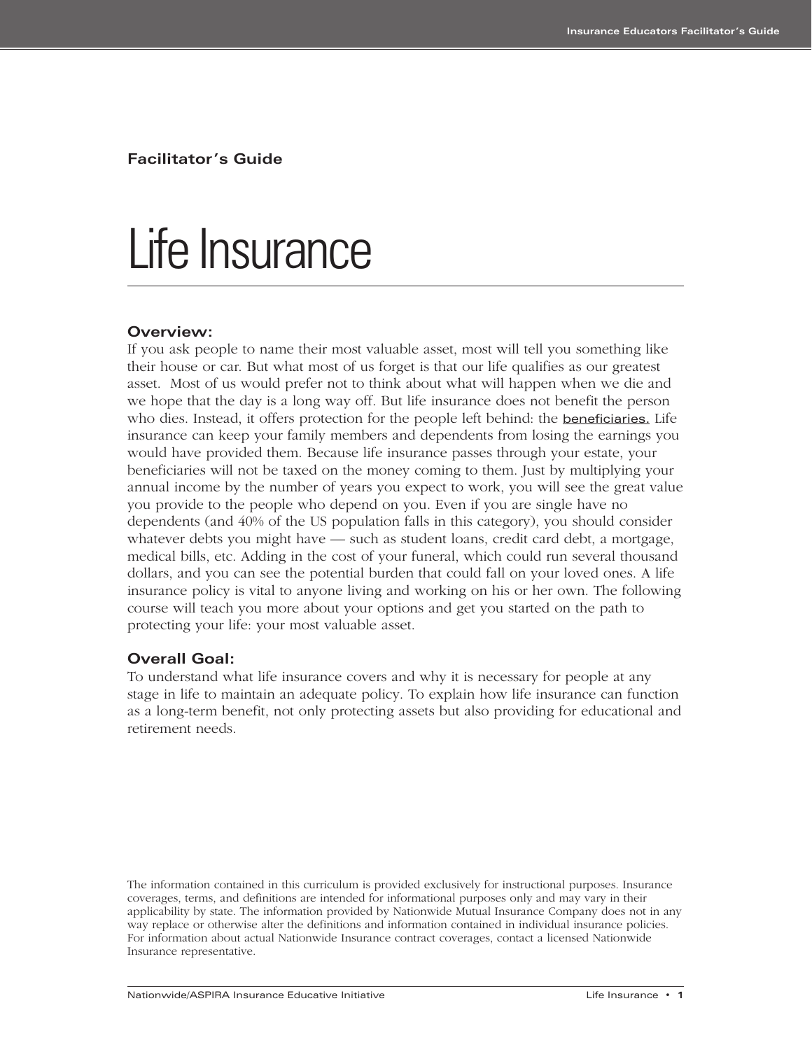**Facilitator's Guide**

# Life Insurance

## Overview:

If you ask people to name their most valuable asset, most will tell you something like their house or car. But what most of us forget is that our life qualifies as our greatest asset.  Most of us would prefer not to think about what will happen when we die and we hope that the day is a long way off. But life insurance does not benefit the person who dies. Instead, it offers protection for the people left behind: the beneficiaries. Life insurance can keep your family members and dependents from losing the earnings you would have provided them. Because life insurance passes through your estate, your beneficiaries will not be taxed on the money coming to them. Just by multiplying your annual income by the number of years you expect to work, you will see the great value you provide to the people who depend on you. Even if you are single have no dependents (and 40% of the US population falls in this category), you should consider whatever debts you might have — such as student loans, credit card debt, a mortgage, medical bills, etc. Adding in the cost of your funeral, which could run several thousand dollars, and you can see the potential burden that could fall on your loved ones. A life insurance policy is vital to anyone living and working on his or her own. The following course will teach you more about your options and get you started on the path to protecting your life: your most valuable asset.

## Overall Goal:

To understand what life insurance covers and why it is necessary for people at any stage in life to maintain an adequate policy. To explain how life insurance can function as a long-term benefit, not only protecting assets but also providing for educational and retirement needs.

The information contained in this curriculum is provided exclusively for instructional purposes. Insurance coverages, terms, and definitions are intended for informational purposes only and may vary in their applicability by state. The information provided by Nationwide Mutual Insurance Company does not in any way replace or otherwise alter the definitions and information contained in individual insurance policies. For information about actual Nationwide Insurance contract coverages, contact a licensed Nationwide Insurance representative.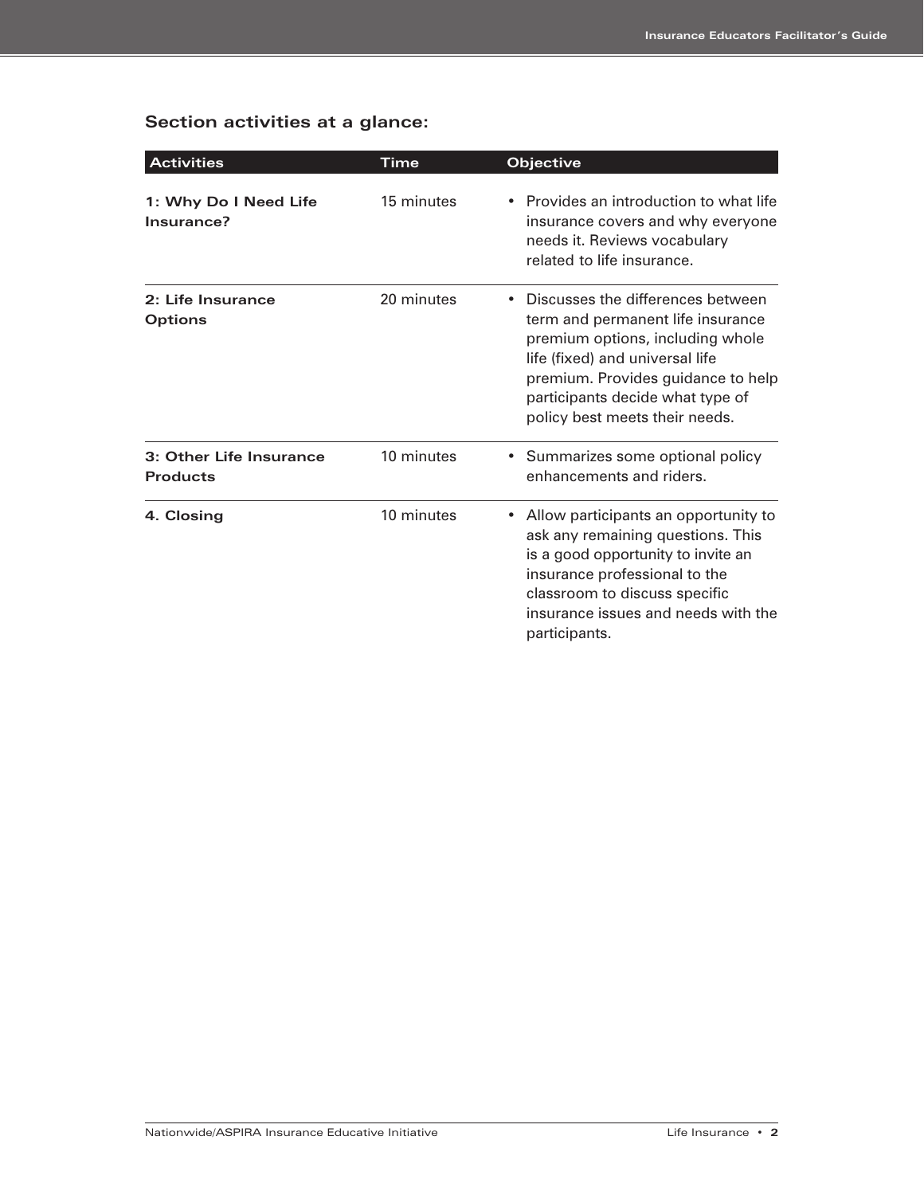### Section activities at a glance:

| Activities | Time | Objective |
|---|---|---|
| **1: Why Do I Need Life Insurance?** | 15 minutes | • Provides an introduction to what life insurance covers and why everyone needs it. Reviews vocabulary related to life insurance. |
| **2: Life Insurance Options** | 20 minutes | • Discusses the differences between term and permanent life insurance premium options, including whole life (fixed) and universal life premium. Provides guidance to help participants decide what type of policy best meets their needs. |
| **3: Other Life Insurance Products** | 10 minutes | • Summarizes some optional policy enhancements and riders. |
| **4. Closing** | 10 minutes | • Allow participants an opportunity to ask any remaining questions. This is a good opportunity to invite an insurance professional to the classroom to discuss specific insurance issues and needs with the participants. |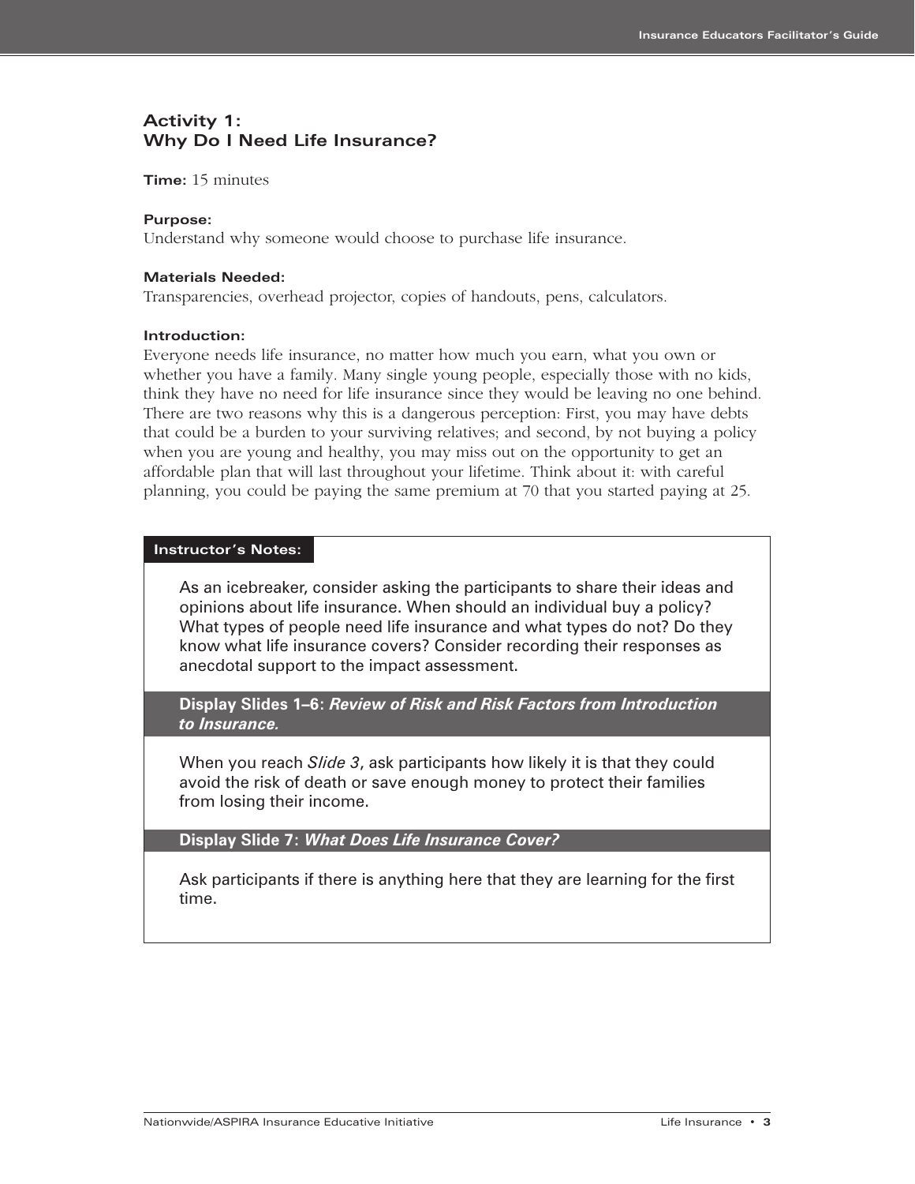## Activity 1: Why Do I Need Life Insurance?

**Time:** 15 minutes

**Purpose:**
Understand why someone would choose to purchase life insurance.

**Materials Needed:**
Transparencies, overhead projector, copies of handouts, pens, calculators.

**Introduction:**
Everyone needs life insurance, no matter how much you earn, what you own or whether you have a family. Many single young people, especially those with no kids, think they have no need for life insurance since they would be leaving no one behind. There are two reasons why this is a dangerous perception: First, you may have debts that could be a burden to your surviving relatives; and second, by not buying a policy when you are young and healthy, you may miss out on the opportunity to get an affordable plan that will last throughout your lifetime. Think about it: with careful planning, you could be paying the same premium at 70 that you started paying at 25.

**Instructor's Notes:**

As an icebreaker, consider asking the participants to share their ideas and opinions about life insurance. When should an individual buy a policy? What types of people need life insurance and what types do not? Do they know what life insurance covers? Consider recording their responses as anecdotal support to the impact assessment.

**Display Slides 1–6:** ***Review of Risk and Risk Factors from Introduction to Insurance.***

When you reach *Slide 3*, ask participants how likely it is that they could avoid the risk of death or save enough money to protect their families from losing their income.

**Display Slide 7:** ***What Does Life Insurance Cover?***

Ask participants if there is anything here that they are learning for the first time.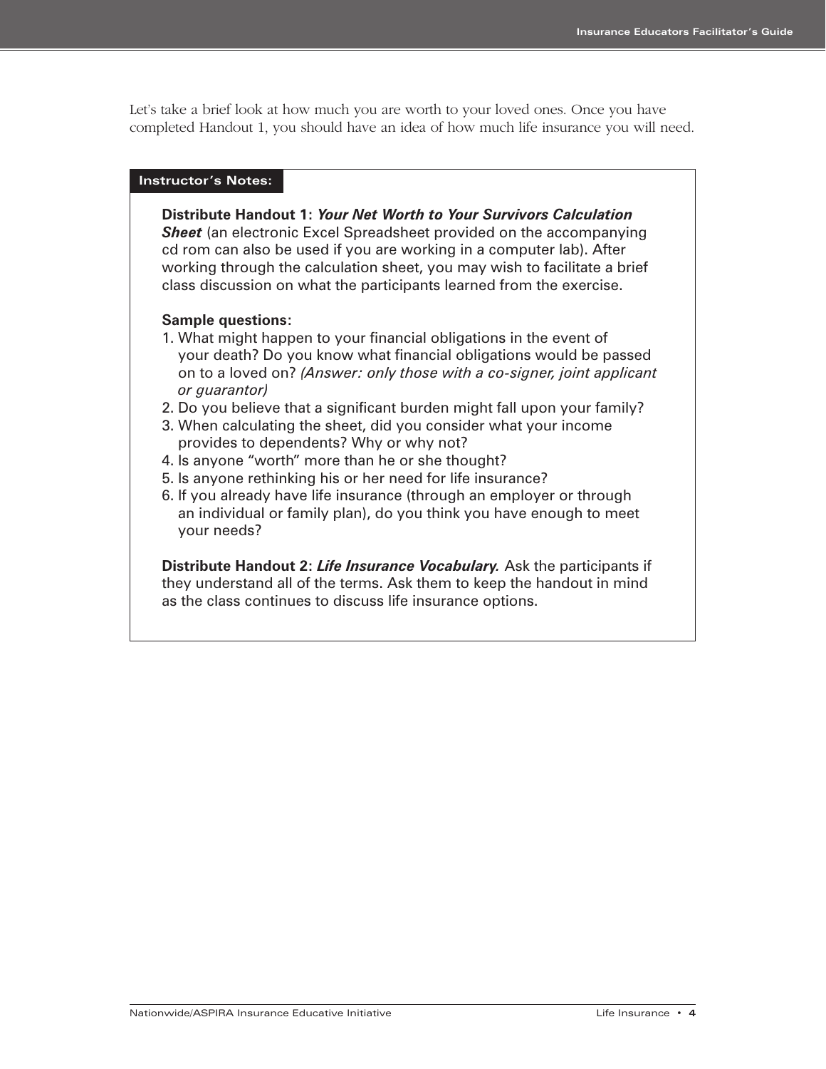Let's take a brief look at how much you are worth to your loved ones. Once you have completed Handout 1, you should have an idea of how much life insurance you will need.

**Instructor's Notes:**

**Distribute Handout 1:** ***Your Net Worth to Your Survivors Calculation Sheet*** (an electronic Excel Spreadsheet provided on the accompanying cd rom can also be used if you are working in a computer lab). After working through the calculation sheet, you may wish to facilitate a brief class discussion on what the participants learned from the exercise.

**Sample questions:**

1. What might happen to your financial obligations in the event of your death? Do you know what financial obligations would be passed on to a loved on? *(Answer: only those with a co-signer, joint applicant or guarantor)*
2. Do you believe that a significant burden might fall upon your family?
3. When calculating the sheet, did you consider what your income provides to dependents? Why or why not?
4. Is anyone "worth" more than he or she thought?
5. Is anyone rethinking his or her need for life insurance?
6. If you already have life insurance (through an employer or through an individual or family plan), do you think you have enough to meet your needs?

**Distribute Handout 2:** ***Life Insurance Vocabulary.*** Ask the participants if they understand all of the terms. Ask them to keep the handout in mind as the class continues to discuss life insurance options.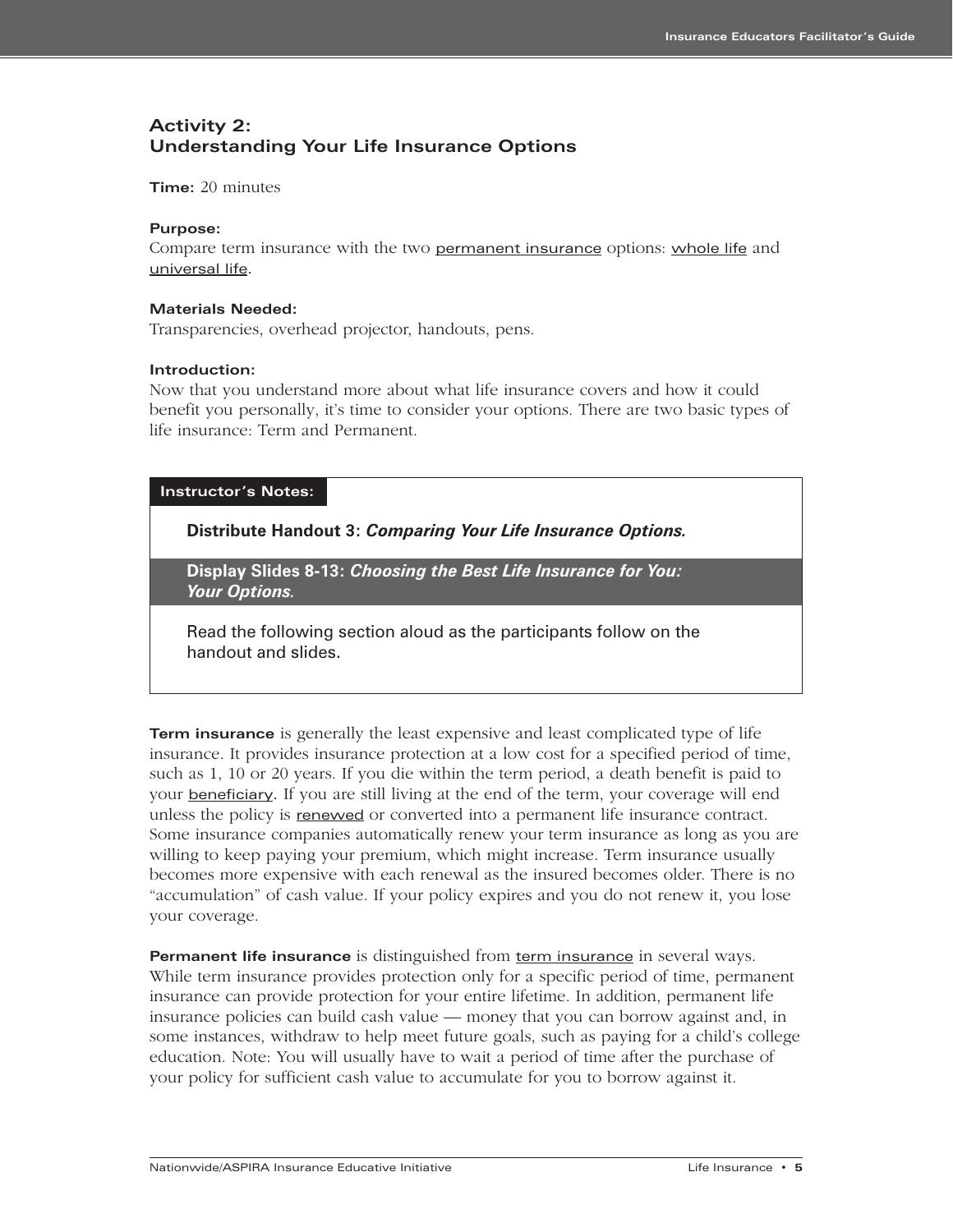## Activity 2:
## Understanding Your Life Insurance Options

**Time:** 20 minutes

**Purpose:**
Compare term insurance with the two permanent insurance options: whole life and universal life.

**Materials Needed:**
Transparencies, overhead projector, handouts, pens.

**Introduction:**
Now that you understand more about what life insurance covers and how it could benefit you personally, it's time to consider your options. There are two basic types of life insurance: Term and Permanent.

> **Instructor's Notes:**
>
> **Distribute Handout 3:** ***Comparing Your Life Insurance Options.***
>
> **Display Slides 8-13:** ***Choosing the Best Life Insurance for You: Your Options.***
>
> Read the following section aloud as the participants follow on the handout and slides.

**Term insurance** is generally the least expensive and least complicated type of life insurance. It provides insurance protection at a low cost for a specified period of time, such as 1, 10 or 20 years. If you die within the term period, a death benefit is paid to your beneficiary. If you are still living at the end of the term, your coverage will end unless the policy is renewed or converted into a permanent life insurance contract. Some insurance companies automatically renew your term insurance as long as you are willing to keep paying your premium, which might increase. Term insurance usually becomes more expensive with each renewal as the insured becomes older. There is no "accumulation" of cash value. If your policy expires and you do not renew it, you lose your coverage.

**Permanent life insurance** is distinguished from term insurance in several ways. While term insurance provides protection only for a specific period of time, permanent insurance can provide protection for your entire lifetime. In addition, permanent life insurance policies can build cash value — money that you can borrow against and, in some instances, withdraw to help meet future goals, such as paying for a child's college education. Note: You will usually have to wait a period of time after the purchase of your policy for sufficient cash value to accumulate for you to borrow against it.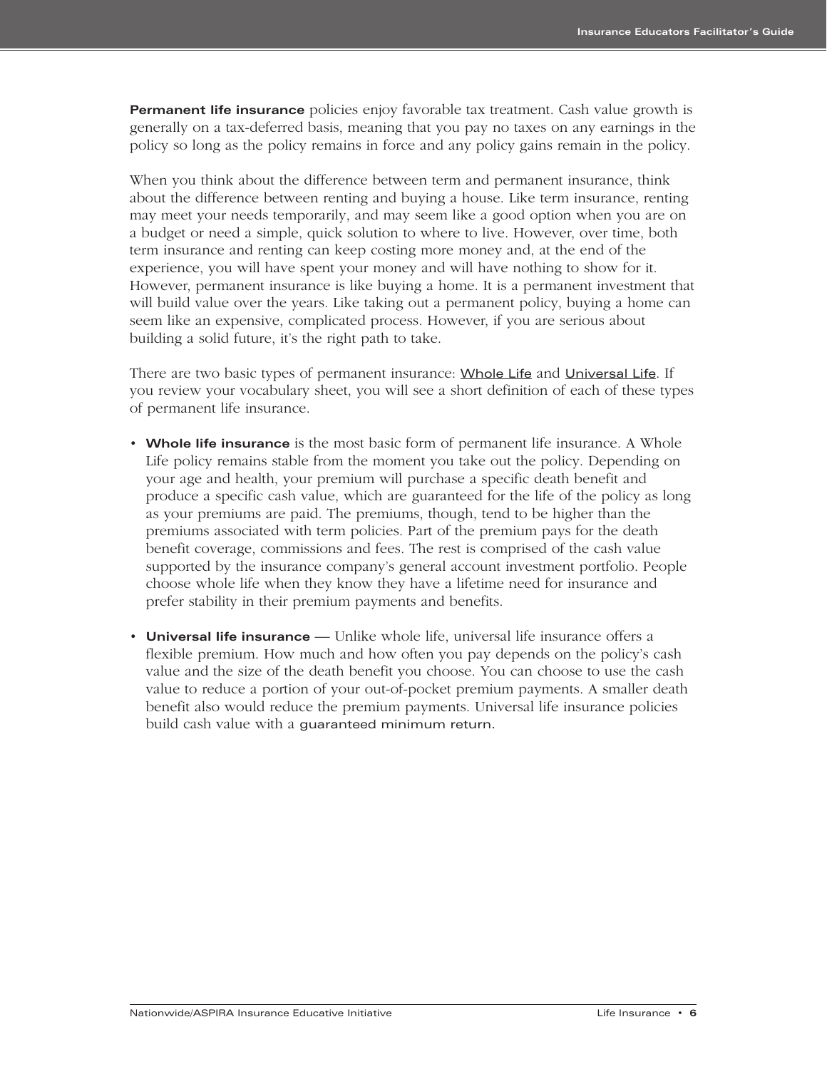**Permanent life insurance** policies enjoy favorable tax treatment. Cash value growth is generally on a tax-deferred basis, meaning that you pay no taxes on any earnings in the policy so long as the policy remains in force and any policy gains remain in the policy.

When you think about the difference between term and permanent insurance, think about the difference between renting and buying a house. Like term insurance, renting may meet your needs temporarily, and may seem like a good option when you are on a budget or need a simple, quick solution to where to live. However, over time, both term insurance and renting can keep costing more money and, at the end of the experience, you will have spent your money and will have nothing to show for it. However, permanent insurance is like buying a home. It is a permanent investment that will build value over the years. Like taking out a permanent policy, buying a home can seem like an expensive, complicated process. However, if you are serious about building a solid future, it's the right path to take.

There are two basic types of permanent insurance: Whole Life and Universal Life. If you review your vocabulary sheet, you will see a short definition of each of these types of permanent life insurance.

- **Whole life insurance** is the most basic form of permanent life insurance. A Whole Life policy remains stable from the moment you take out the policy. Depending on your age and health, your premium will purchase a specific death benefit and produce a specific cash value, which are guaranteed for the life of the policy as long as your premiums are paid. The premiums, though, tend to be higher than the premiums associated with term policies. Part of the premium pays for the death benefit coverage, commissions and fees. The rest is comprised of the cash value supported by the insurance company's general account investment portfolio. People choose whole life when they know they have a lifetime need for insurance and prefer stability in their premium payments and benefits.

- **Universal life insurance** — Unlike whole life, universal life insurance offers a flexible premium. How much and how often you pay depends on the policy's cash value and the size of the death benefit you choose. You can choose to use the cash value to reduce a portion of your out-of-pocket premium payments. A smaller death benefit also would reduce the premium payments. Universal life insurance policies build cash value with a guaranteed minimum return.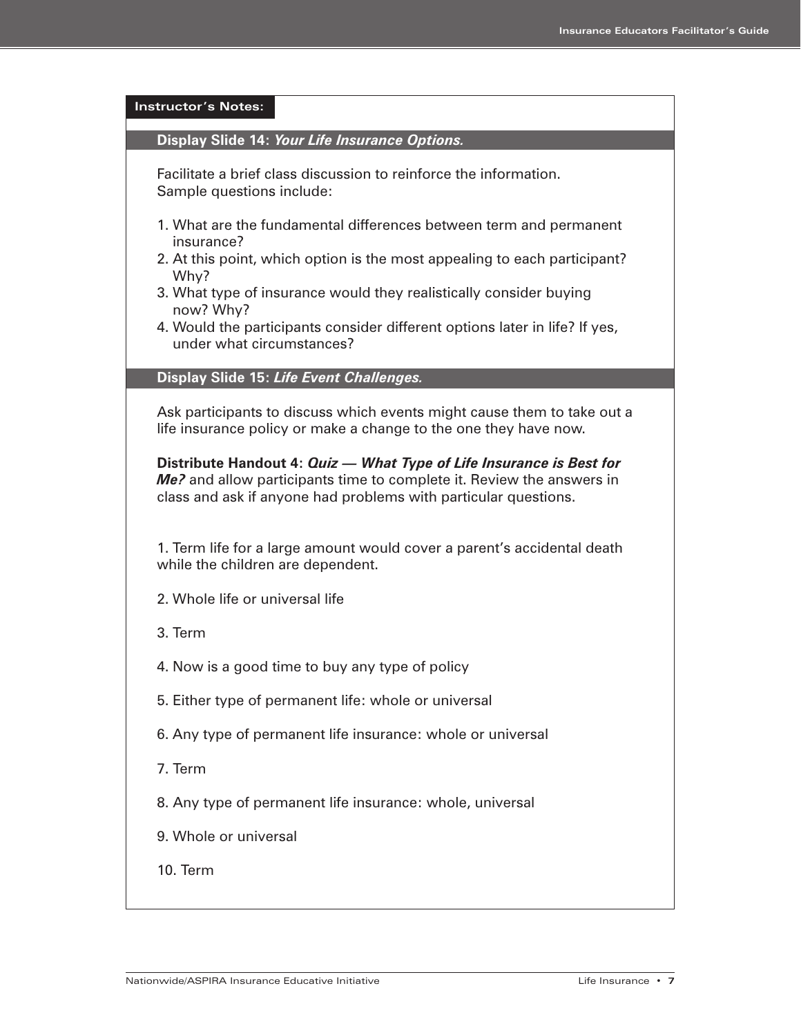**Instructor's Notes:**

### Display Slide 14: *Your Life Insurance Options.*

Facilitate a brief class discussion to reinforce the information. Sample questions include:

1. What are the fundamental differences between term and permanent insurance?
2. At this point, which option is the most appealing to each participant? Why?
3. What type of insurance would they realistically consider buying now? Why?
4. Would the participants consider different options later in life? If yes, under what circumstances?

### Display Slide 15: *Life Event Challenges.*

Ask participants to discuss which events might cause them to take out a life insurance policy or make a change to the one they have now.

**Distribute Handout 4: *Quiz — What Type of Life Insurance is Best for Me?*** and allow participants time to complete it. Review the answers in class and ask if anyone had problems with particular questions.

1. Term life for a large amount would cover a parent's accidental death while the children are dependent.

2. Whole life or universal life

3. Term

4. Now is a good time to buy any type of policy

5. Either type of permanent life: whole or universal

6. Any type of permanent life insurance: whole or universal

7. Term

8. Any type of permanent life insurance: whole, universal

9. Whole or universal

10. Term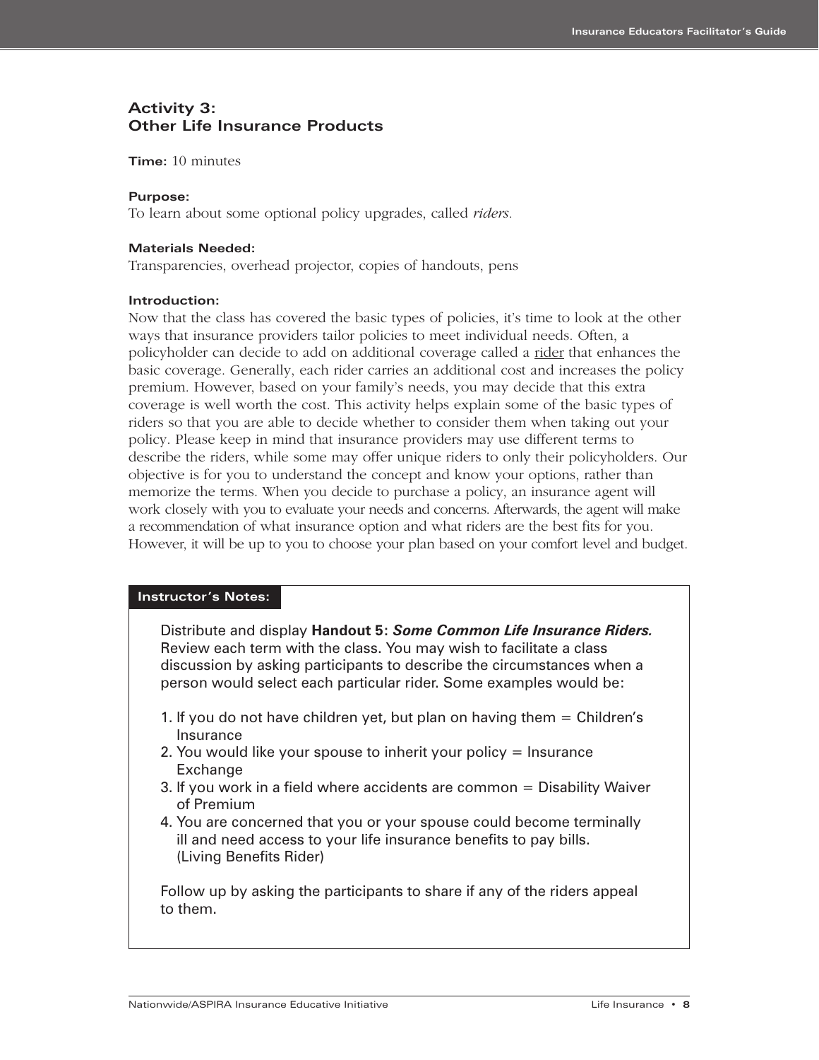## Activity 3: Other Life Insurance Products

**Time:** 10 minutes

**Purpose:**
To learn about some optional policy upgrades, called *riders*.

**Materials Needed:**
Transparencies, overhead projector, copies of handouts, pens

**Introduction:**
Now that the class has covered the basic types of policies, it's time to look at the other ways that insurance providers tailor policies to meet individual needs. Often, a policyholder can decide to add on additional coverage called a <u>rider</u> that enhances the basic coverage. Generally, each rider carries an additional cost and increases the policy premium. However, based on your family's needs, you may decide that this extra coverage is well worth the cost. This activity helps explain some of the basic types of riders so that you are able to decide whether to consider them when taking out your policy. Please keep in mind that insurance providers may use different terms to describe the riders, while some may offer unique riders to only their policyholders. Our objective is for you to understand the concept and know your options, rather than memorize the terms. When you decide to purchase a policy, an insurance agent will work closely with you to evaluate your needs and concerns. Afterwards, the agent will make a recommendation of what insurance option and what riders are the best fits for you. However, it will be up to you to choose your plan based on your comfort level and budget.

**Instructor's Notes:**

Distribute and display **Handout 5: *Some Common Life Insurance Riders.*** Review each term with the class. You may wish to facilitate a class discussion by asking participants to describe the circumstances when a person would select each particular rider. Some examples would be:

1. If you do not have children yet, but plan on having them = Children's Insurance
2. You would like your spouse to inherit your policy = Insurance Exchange
3. If you work in a field where accidents are common = Disability Waiver of Premium
4. You are concerned that you or your spouse could become terminally ill and need access to your life insurance benefits to pay bills. (Living Benefits Rider)

Follow up by asking the participants to share if any of the riders appeal to them.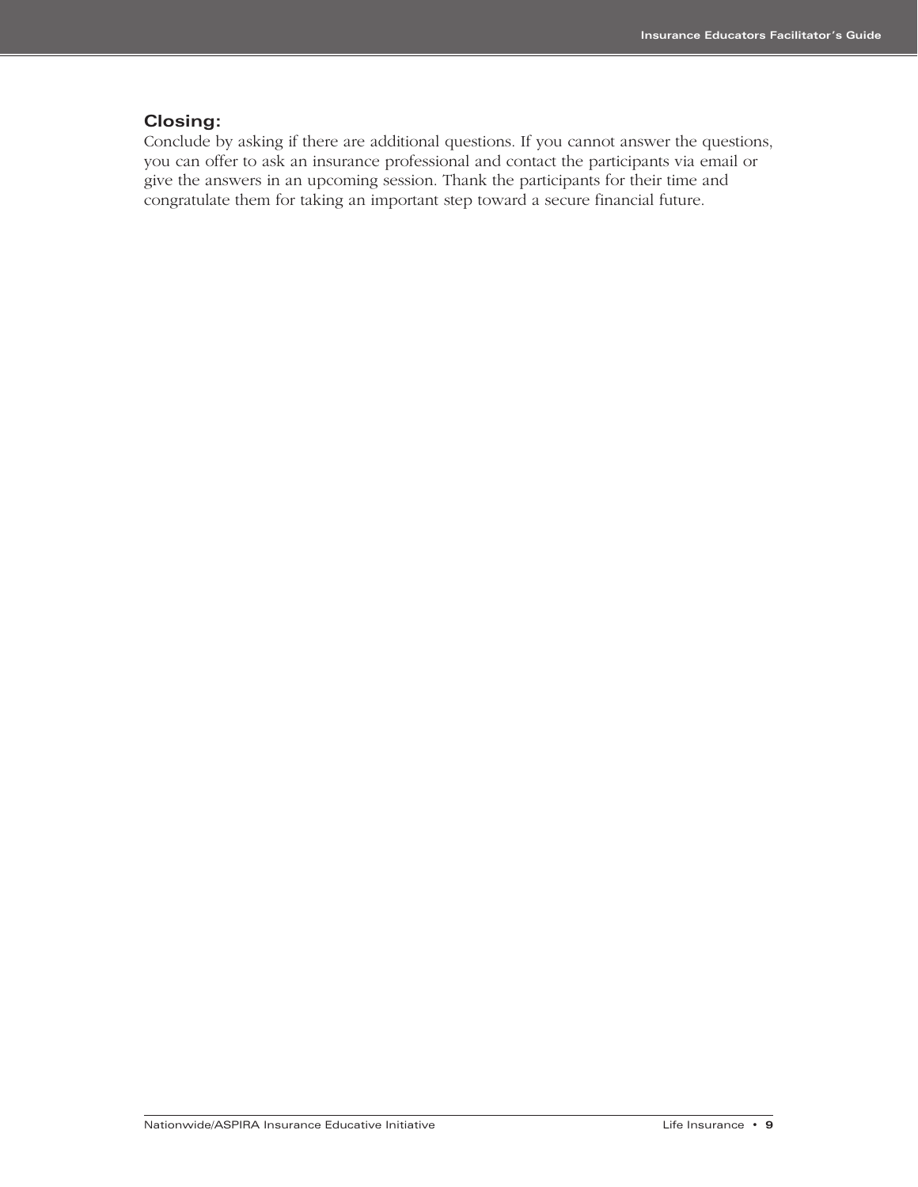**Closing:**

Conclude by asking if there are additional questions. If you cannot answer the questions, you can offer to ask an insurance professional and contact the participants via email or give the answers in an upcoming session. Thank the participants for their time and congratulate them for taking an important step toward a secure financial future.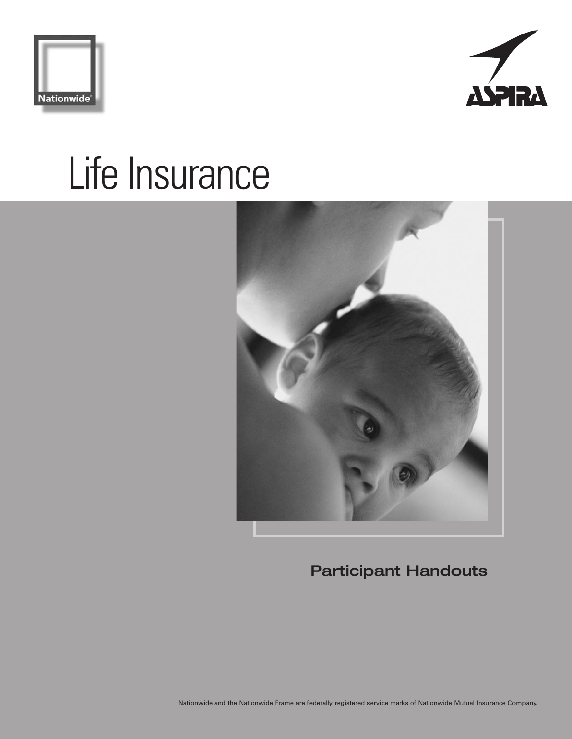Nationwide

ASPIRA

# Life Insurance

## Participant Handouts

Nationwide and the Nationwide Frame are federally registered service marks of Nationwide Mutual Insurance Company.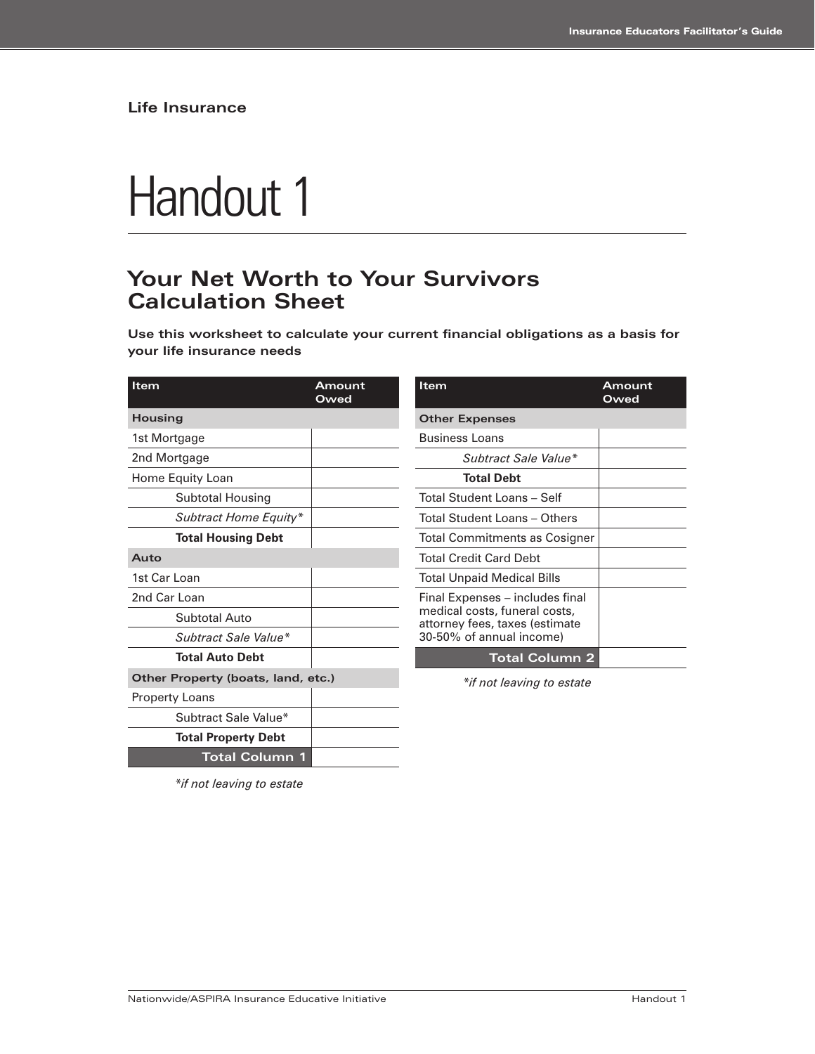**Life Insurance**

# Handout 1

## Your Net Worth to Your Survivors Calculation Sheet

**Use this worksheet to calculate your current financial obligations as a basis for your life insurance needs**

| Item | Amount Owed |
|---|---|
| **Housing** | |
| 1st Mortgage | |
| 2nd Mortgage | |
| Home Equity Loan | |
| Subtotal Housing | |
| *Subtract Home Equity** | |
| **Total Housing Debt** | |
| **Auto** | |
| 1st Car Loan | |
| 2nd Car Loan | |
| Subtotal Auto | |
| *Subtract Sale Value** | |
| **Total Auto Debt** | |
| **Other Property (boats, land, etc.)** | |
| Property Loans | |
| Subtract Sale Value* | |
| **Total Property Debt** | |
| **Total Column 1** | |

*\*if not leaving to estate*

| Item | Amount Owed |
|---|---|
| **Other Expenses** | |
| Business Loans | |
| *Subtract Sale Value** | |
| **Total Debt** | |
| Total Student Loans – Self | |
| Total Student Loans – Others | |
| Total Commitments as Cosigner | |
| Total Credit Card Debt | |
| Total Unpaid Medical Bills | |
| Final Expenses – includes final medical costs, funeral costs, attorney fees, taxes (estimate 30-50% of annual income) | |
| **Total Column 2** | |

*\*if not leaving to estate*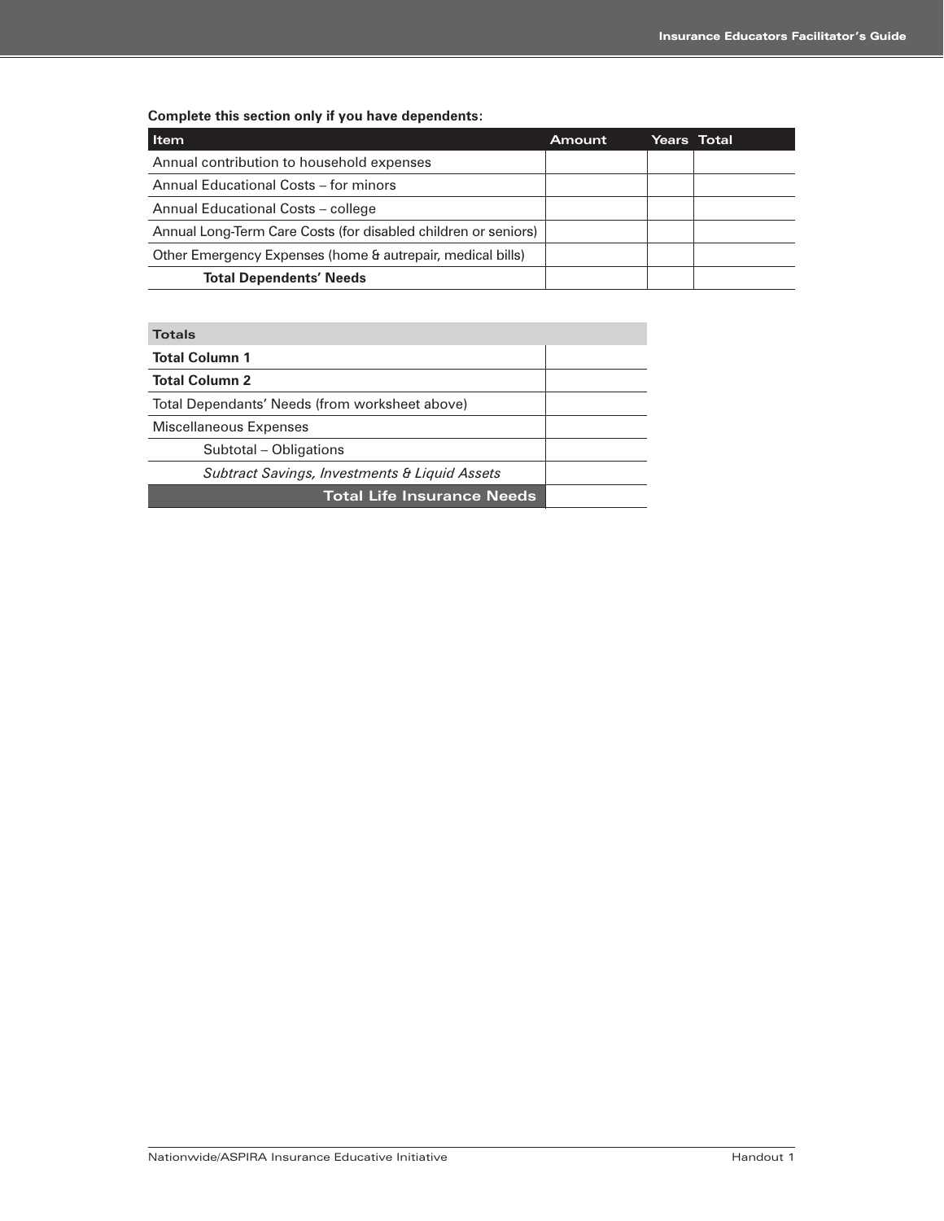**Complete this section only if you have dependents:**

| Item | Amount | Years | Total |
|---|---|---|---|
| Annual contribution to household expenses | | | |
| Annual Educational Costs – for minors | | | |
| Annual Educational Costs – college | | | |
| Annual Long-Term Care Costs (for disabled children or seniors) | | | |
| Other Emergency Expenses (home & autrepair, medical bills) | | | |
| **Total Dependents' Needs** | | | |

| Totals | |
|---|---|
| **Total Column 1** | |
| **Total Column 2** | |
| Total Dependants' Needs (from worksheet above) | |
| Miscellaneous Expenses | |
| Subtotal – Obligations | |
| *Subtract Savings, Investments & Liquid Assets* | |
| **Total Life Insurance Needs** | |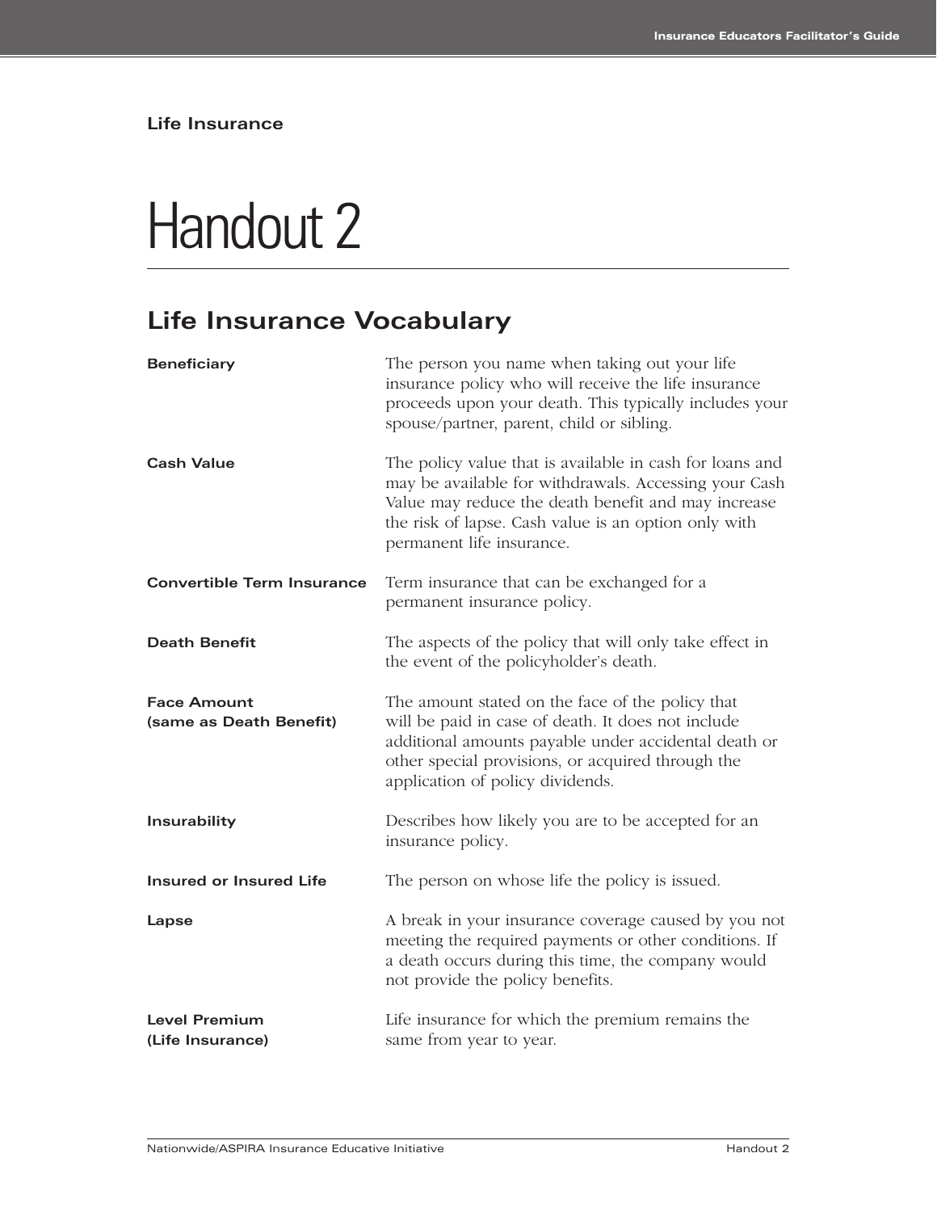Life Insurance

# Handout 2

## Life Insurance Vocabulary

| | |
|---|---|
| **Beneficiary** | The person you name when taking out your life insurance policy who will receive the life insurance proceeds upon your death. This typically includes your spouse/partner, parent, child or sibling. |
| **Cash Value** | The policy value that is available in cash for loans and may be available for withdrawals. Accessing your Cash Value may reduce the death benefit and may increase the risk of lapse. Cash value is an option only with permanent life insurance. |
| **Convertible Term Insurance** | Term insurance that can be exchanged for a permanent insurance policy. |
| **Death Benefit** | The aspects of the policy that will only take effect in the event of the policyholder's death. |
| **Face Amount (same as Death Benefit)** | The amount stated on the face of the policy that will be paid in case of death. It does not include additional amounts payable under accidental death or other special provisions, or acquired through the application of policy dividends. |
| **Insurability** | Describes how likely you are to be accepted for an insurance policy. |
| **Insured or Insured Life** | The person on whose life the policy is issued. |
| **Lapse** | A break in your insurance coverage caused by you not meeting the required payments or other conditions. If a death occurs during this time, the company would not provide the policy benefits. |
| **Level Premium (Life Insurance)** | Life insurance for which the premium remains the same from year to year. |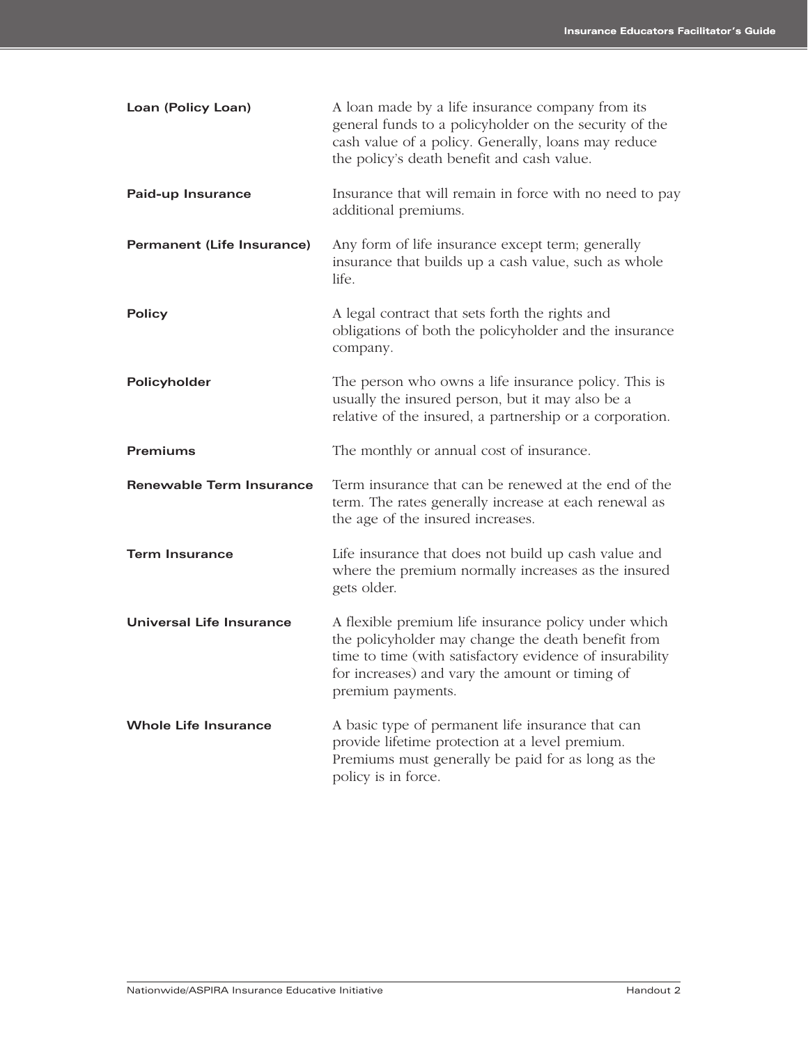**Loan (Policy Loan)** A loan made by a life insurance company from its general funds to a policyholder on the security of the cash value of a policy. Generally, loans may reduce the policy's death benefit and cash value.

**Paid-up Insurance** Insurance that will remain in force with no need to pay additional premiums.

**Permanent (Life Insurance)** Any form of life insurance except term; generally insurance that builds up a cash value, such as whole life.

**Policy** A legal contract that sets forth the rights and obligations of both the policyholder and the insurance company.

**Policyholder** The person who owns a life insurance policy. This is usually the insured person, but it may also be a relative of the insured, a partnership or a corporation.

**Premiums** The monthly or annual cost of insurance.

**Renewable Term Insurance** Term insurance that can be renewed at the end of the term. The rates generally increase at each renewal as the age of the insured increases.

**Term Insurance** Life insurance that does not build up cash value and where the premium normally increases as the insured gets older.

**Universal Life Insurance** A flexible premium life insurance policy under which the policyholder may change the death benefit from time to time (with satisfactory evidence of insurability for increases) and vary the amount or timing of premium payments.

**Whole Life Insurance** A basic type of permanent life insurance that can provide lifetime protection at a level premium. Premiums must generally be paid for as long as the policy is in force.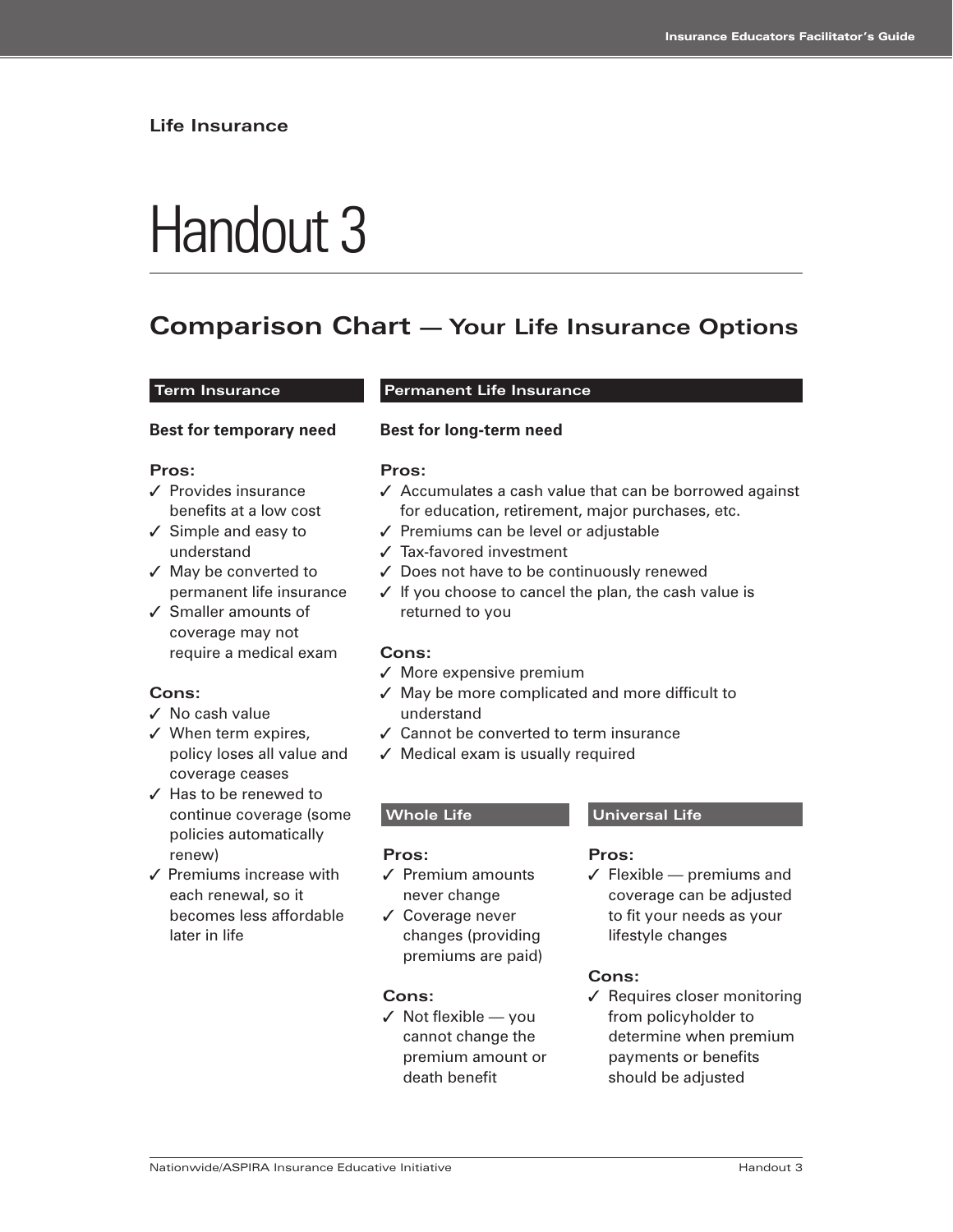Life Insurance

# Handout 3

## Comparison Chart — Your Life Insurance Options

### Term Insurance

**Best for temporary need**

**Pros:**

- ✓ Provides insurance benefits at a low cost
- ✓ Simple and easy to understand
- ✓ May be converted to permanent life insurance
- ✓ Smaller amounts of coverage may not require a medical exam

**Cons:**

- ✓ No cash value
- ✓ When term expires, policy loses all value and coverage ceases
- ✓ Has to be renewed to continue coverage (some policies automatically renew)
- ✓ Premiums increase with each renewal, so it becomes less affordable later in life

### Permanent Life Insurance

**Best for long-term need**

**Pros:**

- ✓ Accumulates a cash value that can be borrowed against for education, retirement, major purchases, etc.
- ✓ Premiums can be level or adjustable
- ✓ Tax-favored investment
- ✓ Does not have to be continuously renewed
- ✓ If you choose to cancel the plan, the cash value is returned to you

**Cons:**

- ✓ More expensive premium
- ✓ May be more complicated and more difficult to understand
- ✓ Cannot be converted to term insurance
- ✓ Medical exam is usually required

#### Whole Life

**Pros:**

- ✓ Premium amounts never change
- ✓ Coverage never changes (providing premiums are paid)

**Cons:**

- ✓ Not flexible — you cannot change the premium amount or death benefit

#### Universal Life

**Pros:**

- ✓ Flexible — premiums and coverage can be adjusted to fit your needs as your lifestyle changes

**Cons:**

- ✓ Requires closer monitoring from policyholder to determine when premium payments or benefits should be adjusted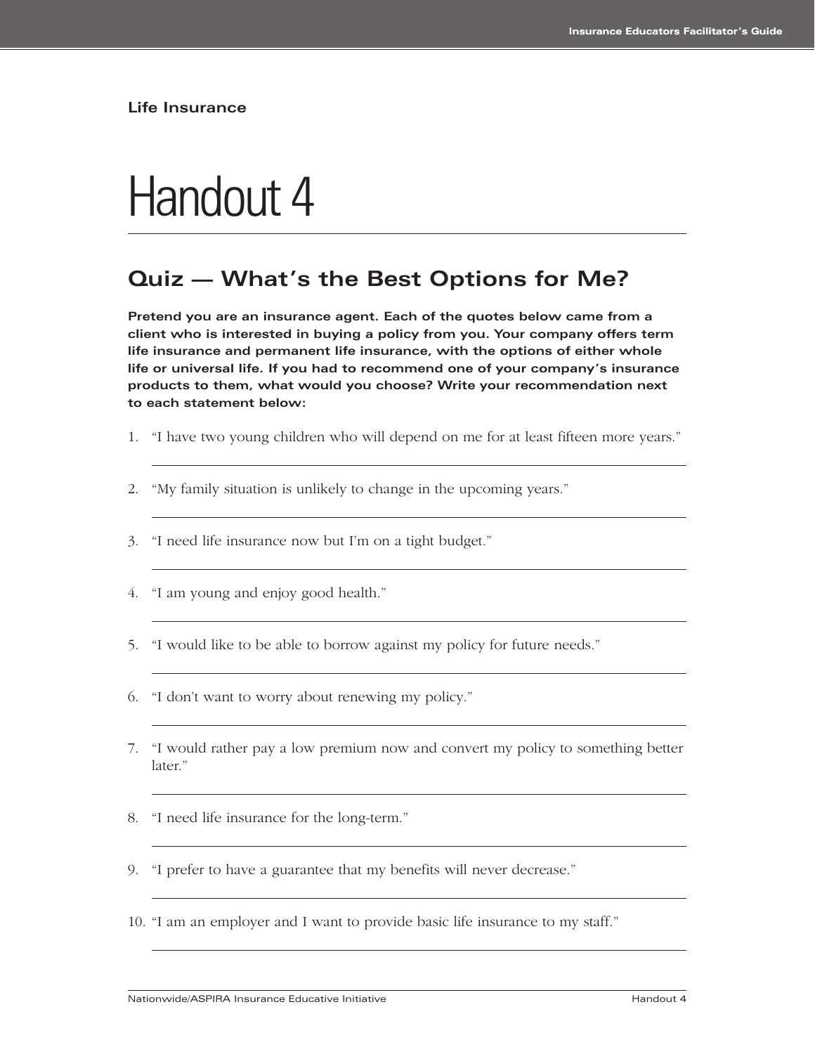**Life Insurance**

# Handout 4

## Quiz — What's the Best Options for Me?

**Pretend you are an insurance agent. Each of the quotes below came from a client who is interested in buying a policy from you. Your company offers term life insurance and permanent life insurance, with the options of either whole life or universal life. If you had to recommend one of your company's insurance products to them, what would you choose? Write your recommendation next to each statement below:**

1. "I have two young children who will depend on me for at least fifteen more years."

   ______________________________

2. "My family situation is unlikely to change in the upcoming years."

   ______________________________

3. "I need life insurance now but I'm on a tight budget."

   ______________________________

4. "I am young and enjoy good health."

   ______________________________

5. "I would like to be able to borrow against my policy for future needs."

   ______________________________

6. "I don't want to worry about renewing my policy."

   ______________________________

7. "I would rather pay a low premium now and convert my policy to something better later."

   ______________________________

8. "I need life insurance for the long-term."

   ______________________________

9. "I prefer to have a guarantee that my benefits will never decrease."

   ______________________________

10. "I am an employer and I want to provide basic life insurance to my staff."

    ______________________________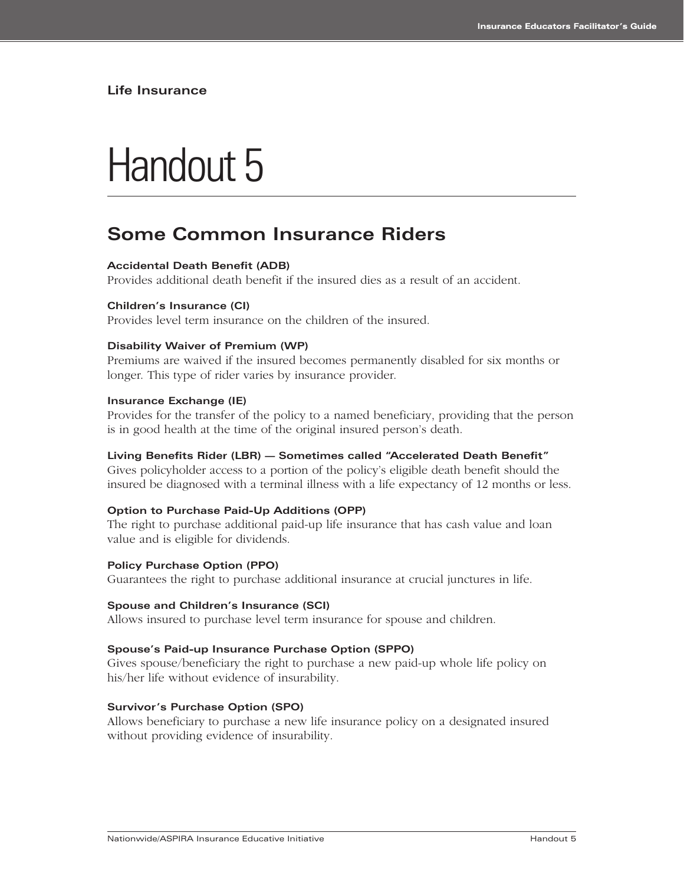Life Insurance

# Handout 5

## Some Common Insurance Riders

**Accidental Death Benefit (ADB)**
Provides additional death benefit if the insured dies as a result of an accident.

**Children's Insurance (CI)**
Provides level term insurance on the children of the insured.

**Disability Waiver of Premium (WP)**
Premiums are waived if the insured becomes permanently disabled for six months or longer. This type of rider varies by insurance provider.

**Insurance Exchange (IE)**
Provides for the transfer of the policy to a named beneficiary, providing that the person is in good health at the time of the original insured person's death.

**Living Benefits Rider (LBR) — Sometimes called "Accelerated Death Benefit"**
Gives policyholder access to a portion of the policy's eligible death benefit should the insured be diagnosed with a terminal illness with a life expectancy of 12 months or less.

**Option to Purchase Paid-Up Additions (OPP)**
The right to purchase additional paid-up life insurance that has cash value and loan value and is eligible for dividends.

**Policy Purchase Option (PPO)**
Guarantees the right to purchase additional insurance at crucial junctures in life.

**Spouse and Children's Insurance (SCI)**
Allows insured to purchase level term insurance for spouse and children.

**Spouse's Paid-up Insurance Purchase Option (SPPO)**
Gives spouse/beneficiary the right to purchase a new paid-up whole life policy on his/her life without evidence of insurability.

**Survivor's Purchase Option (SPO)**
Allows beneficiary to purchase a new life insurance policy on a designated insured without providing evidence of insurability.